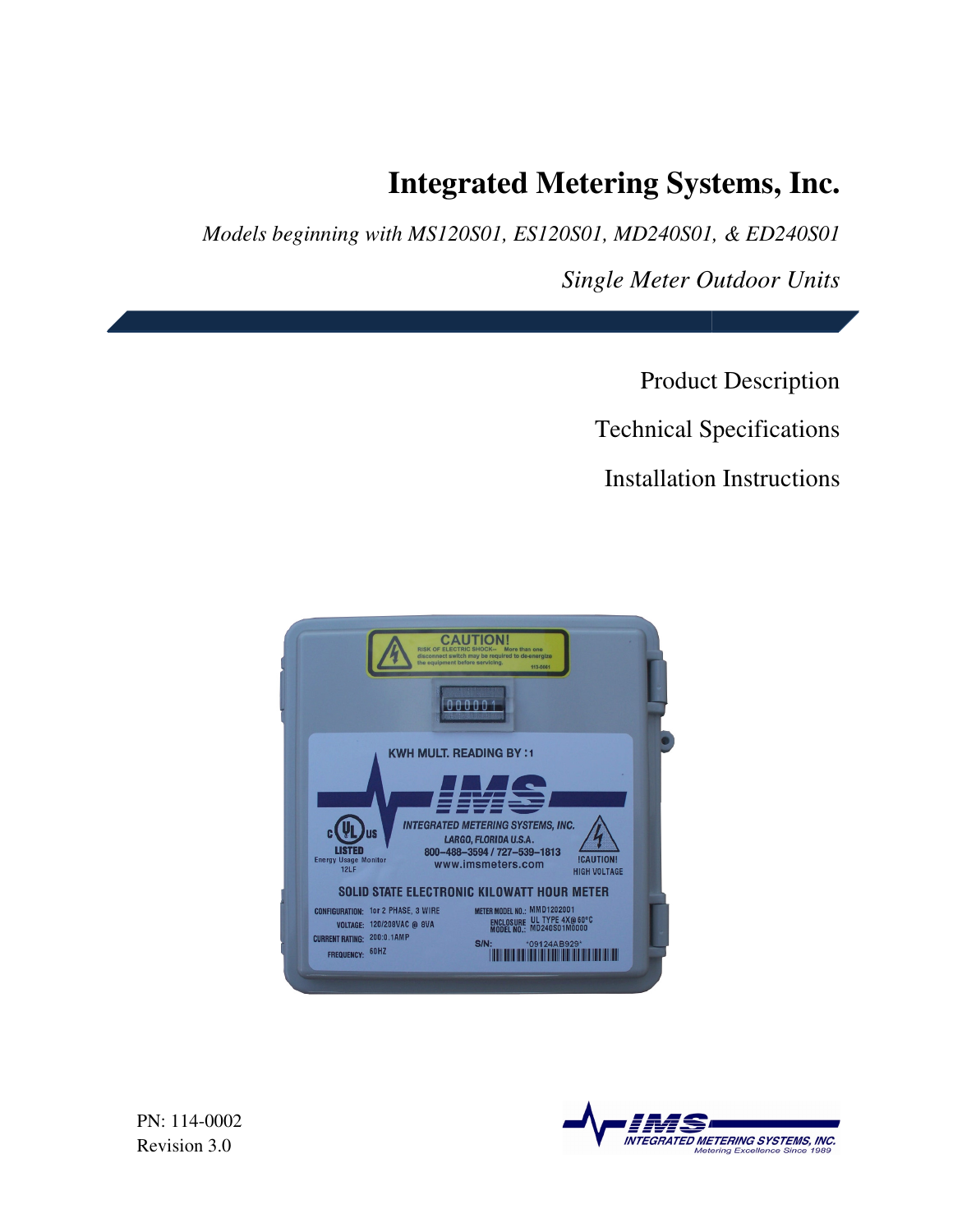# Integrated Metering Systems, Inc.

*Models beginning with MS120S01, ES120S01, MD240S01, & ED240S01*

*Single Meter Outdoor Units*

Product Description

Technical Specifications

Installation Instructions

PN: 114-0002
Revision 3.0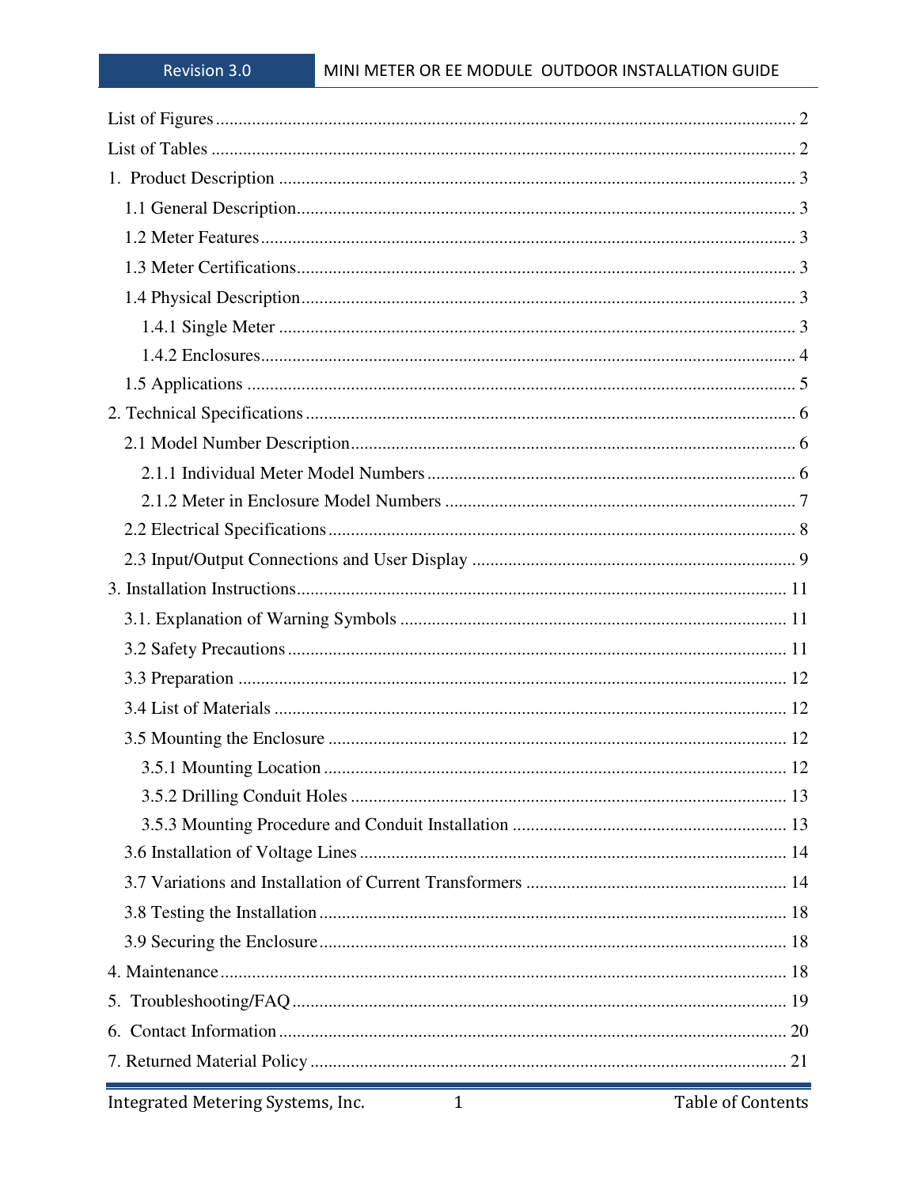List of Figures ..................................................................................................................... 2

List of Tables ....................................................................................................................... 2

1. Product Description ........................................................................................................ 3

   1.1 General Description..................................................................................................... 3

   1.2 Meter Features ............................................................................................................. 3

   1.3 Meter Certifications..................................................................................................... 3

   1.4 Physical Description.................................................................................................... 3

      1.4.1 Single Meter .......................................................................................................... 3

      1.4.2 Enclosures.............................................................................................................. 4

   1.5 Applications ................................................................................................................ 5

2. Technical Specifications ................................................................................................... 6

   2.1 Model Number Description......................................................................................... 6

      2.1.1 Individual Meter Model Numbers ......................................................................... 6

      2.1.2 Meter in Enclosure Model Numbers ..................................................................... 7

   2.2 Electrical Specifications .............................................................................................. 8

   2.3 Input/Output Connections and User Display .............................................................. 9

3. Installation Instructions................................................................................................... 11

   3.1. Explanation of Warning Symbols ............................................................................. 11

   3.2 Safety Precautions ...................................................................................................... 11

   3.3 Preparation ................................................................................................................. 12

   3.4 List of Materials ......................................................................................................... 12

   3.5 Mounting the Enclosure ............................................................................................. 12

      3.5.1 Mounting Location .............................................................................................. 12

      3.5.2 Drilling Conduit Holes ........................................................................................ 13

      3.5.3 Mounting Procedure and Conduit Installation ..................................................... 13

   3.6 Installation of Voltage Lines ...................................................................................... 14

   3.7 Variations and Installation of Current Transformers ................................................. 14

   3.8 Testing the Installation ............................................................................................... 18

   3.9 Securing the Enclosure ............................................................................................... 18

4. Maintenance .................................................................................................................... 18

5. Troubleshooting/FAQ ..................................................................................................... 19

6. Contact Information ........................................................................................................ 20

7. Returned Material Policy ................................................................................................ 21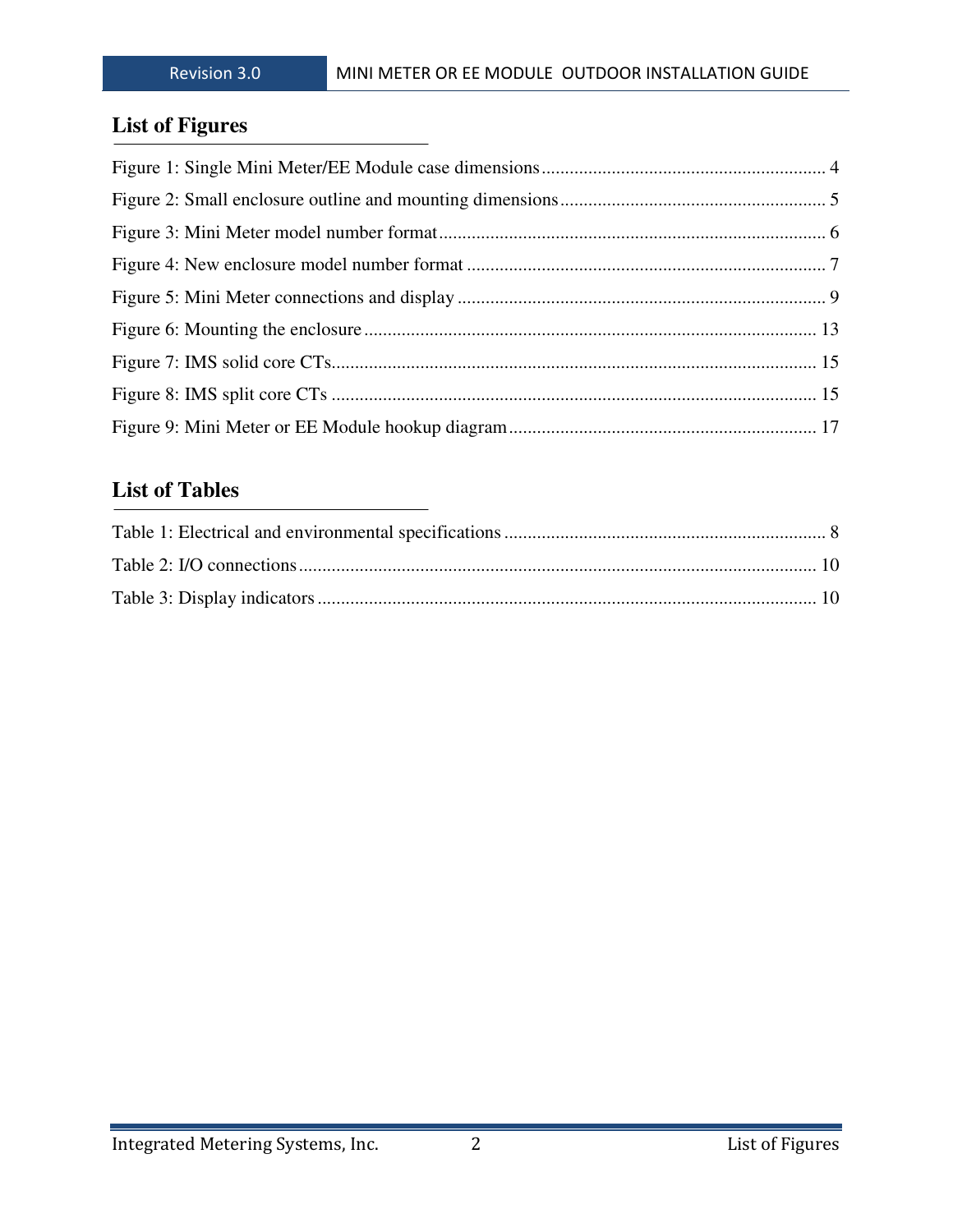## List of Figures

Figure 1: Single Mini Meter/EE Module case dimensions ............................................................ 4

Figure 2: Small enclosure outline and mounting dimensions ........................................................ 5

Figure 3: Mini Meter model number format .................................................................................. 6

Figure 4: New enclosure model number format ............................................................................ 7

Figure 5: Mini Meter connections and display .............................................................................. 9

Figure 6: Mounting the enclosure ................................................................................................ 13

Figure 7: IMS solid core CTs....................................................................................................... 15

Figure 8: IMS split core CTs ....................................................................................................... 15

Figure 9: Mini Meter or EE Module hookup diagram ................................................................. 17

## List of Tables

Table 1: Electrical and environmental specifications .................................................................... 8

Table 2: I/O connections .............................................................................................................. 10

Table 3: Display indicators .......................................................................................................... 10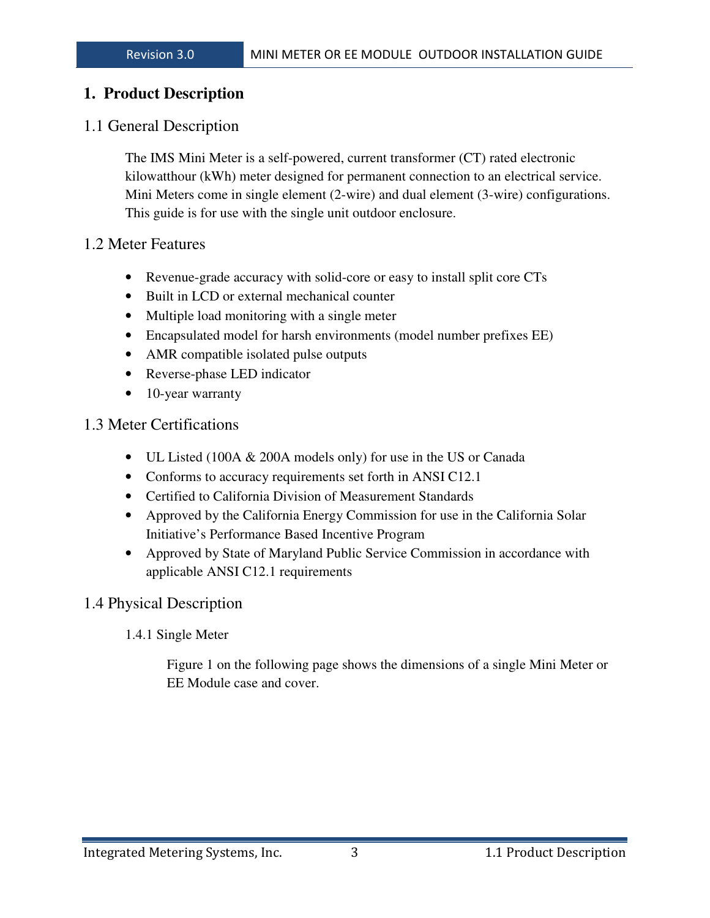# 1. Product Description

## 1.1 General Description

The IMS Mini Meter is a self-powered, current transformer (CT) rated electronic kilowatthour (kWh) meter designed for permanent connection to an electrical service. Mini Meters come in single element (2-wire) and dual element (3-wire) configurations. This guide is for use with the single unit outdoor enclosure.

## 1.2 Meter Features

- Revenue-grade accuracy with solid-core or easy to install split core CTs
- Built in LCD or external mechanical counter
- Multiple load monitoring with a single meter
- Encapsulated model for harsh environments (model number prefixes EE)
- AMR compatible isolated pulse outputs
- Reverse-phase LED indicator
- 10-year warranty

## 1.3 Meter Certifications

- UL Listed (100A & 200A models only) for use in the US or Canada
- Conforms to accuracy requirements set forth in ANSI C12.1
- Certified to California Division of Measurement Standards
- Approved by the California Energy Commission for use in the California Solar Initiative's Performance Based Incentive Program
- Approved by State of Maryland Public Service Commission in accordance with applicable ANSI C12.1 requirements

## 1.4 Physical Description

### 1.4.1 Single Meter

Figure 1 on the following page shows the dimensions of a single Mini Meter or EE Module case and cover.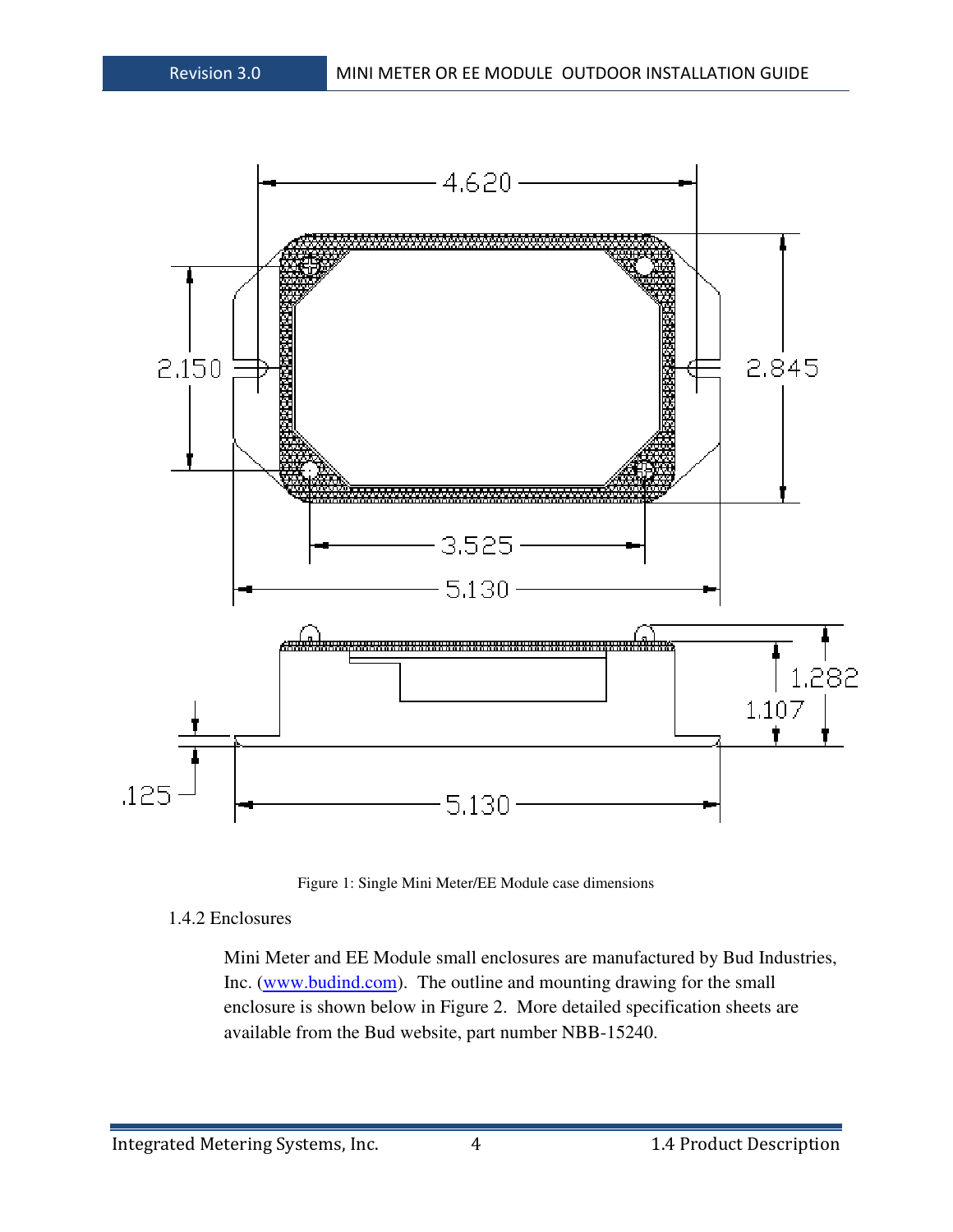Figure 1: Single Mini Meter/EE Module case dimensions

### 1.4.2 Enclosures

Mini Meter and EE Module small enclosures are manufactured by Bud Industries, Inc. (www.budind.com). The outline and mounting drawing for the small enclosure is shown below in Figure 2. More detailed specification sheets are available from the Bud website, part number NBB-15240.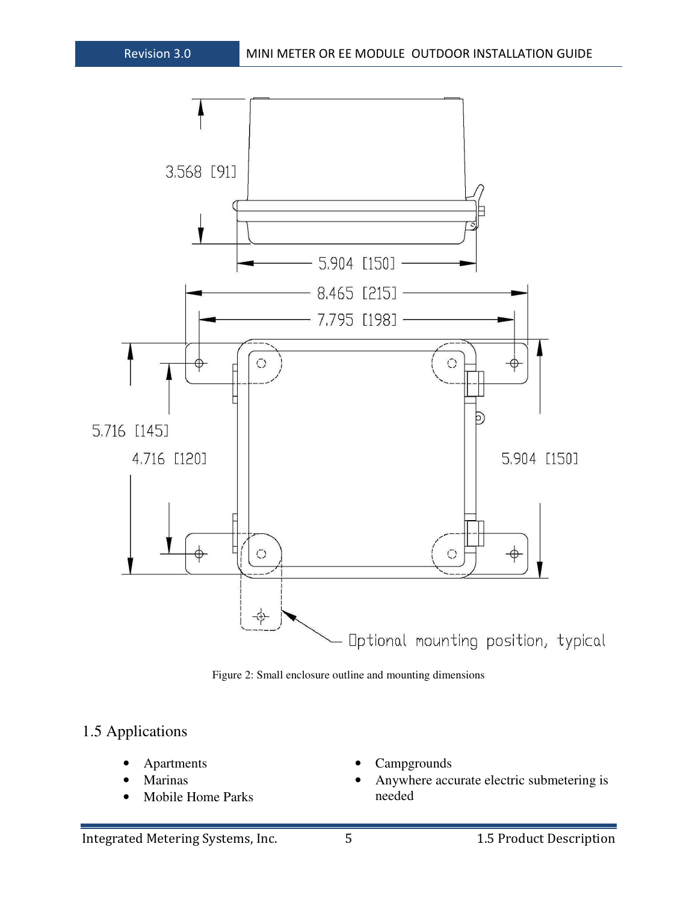Figure 2: Small enclosure outline and mounting dimensions

## 1.5 Applications

- Apartments
- Marinas
- Mobile Home Parks
- Campgrounds
- Anywhere accurate electric submetering is needed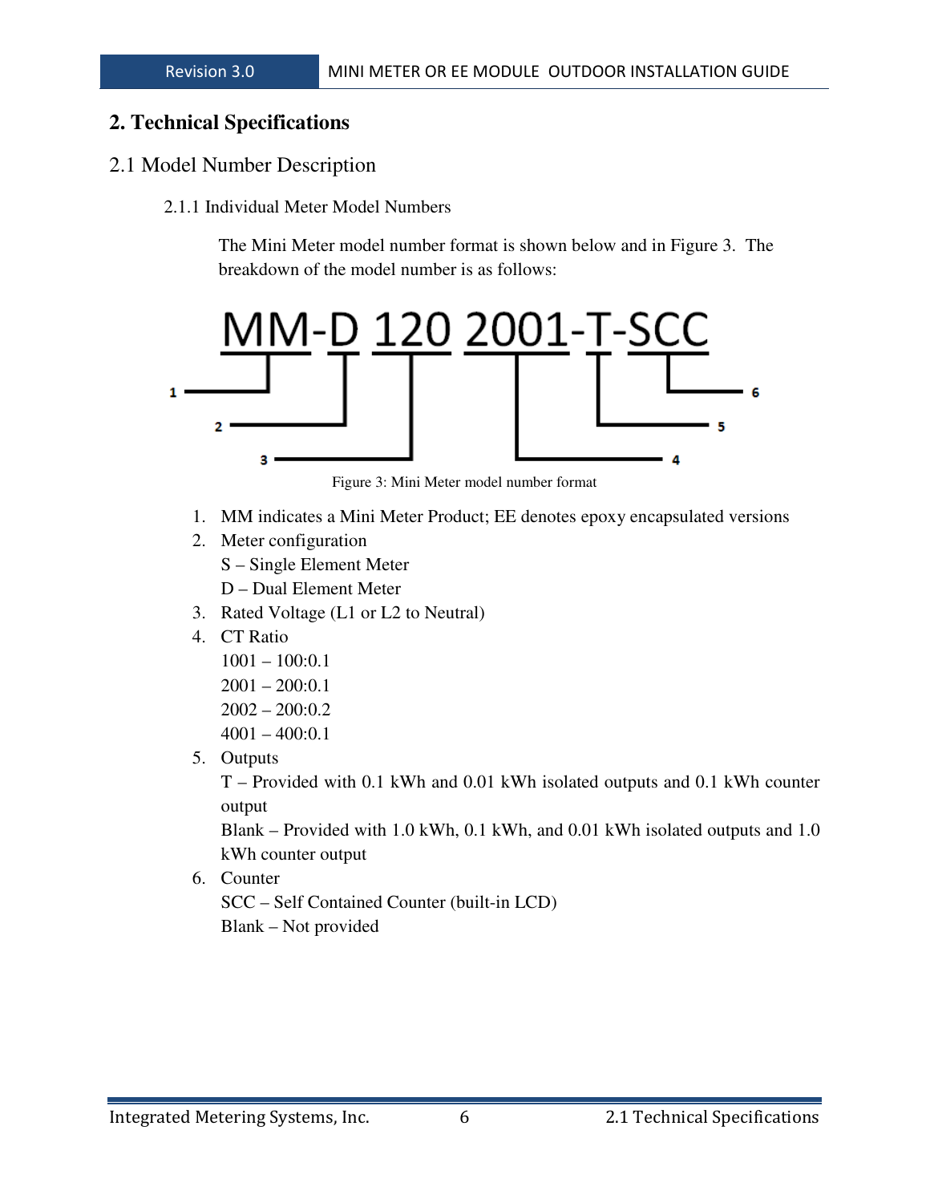# 2. Technical Specifications

## 2.1 Model Number Description

### 2.1.1 Individual Meter Model Numbers

The Mini Meter model number format is shown below and in Figure 3. The breakdown of the model number is as follows:

MM-D 120 2001-T-SCC

Figure 3: Mini Meter model number format

1. MM indicates a Mini Meter Product; EE denotes epoxy encapsulated versions
2. Meter configuration  
   S – Single Element Meter  
   D – Dual Element Meter
3. Rated Voltage (L1 or L2 to Neutral)
4. CT Ratio  
   1001 – 100:0.1  
   2001 – 200:0.1  
   2002 – 200:0.2  
   4001 – 400:0.1
5. Outputs  
   T – Provided with 0.1 kWh and 0.01 kWh isolated outputs and 0.1 kWh counter output  
   Blank – Provided with 1.0 kWh, 0.1 kWh, and 0.01 kWh isolated outputs and 1.0 kWh counter output
6. Counter  
   SCC – Self Contained Counter (built-in LCD)  
   Blank – Not provided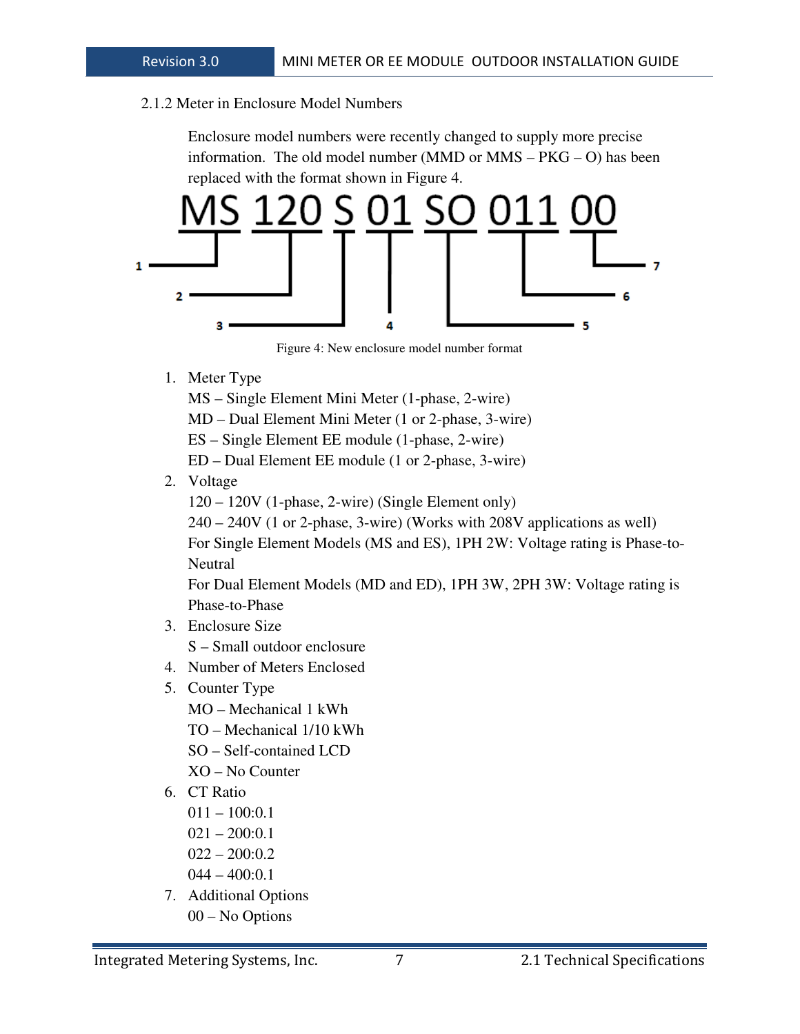### 2.1.2 Meter in Enclosure Model Numbers

Enclosure model numbers were recently changed to supply more precise information. The old model number (MMD or MMS – PKG – O) has been replaced with the format shown in Figure 4.

MS 120 S 01 SO 011 00

Figure 4: New enclosure model number format

1. Meter Type
   MS – Single Element Mini Meter (1-phase, 2-wire)
   MD – Dual Element Mini Meter (1 or 2-phase, 3-wire)
   ES – Single Element EE module (1-phase, 2-wire)
   ED – Dual Element EE module (1 or 2-phase, 3-wire)
2. Voltage
   120 – 120V (1-phase, 2-wire) (Single Element only)
   240 – 240V (1 or 2-phase, 3-wire) (Works with 208V applications as well)
   For Single Element Models (MS and ES), 1PH 2W: Voltage rating is Phase-to-Neutral
   For Dual Element Models (MD and ED), 1PH 3W, 2PH 3W: Voltage rating is Phase-to-Phase
3. Enclosure Size
   S – Small outdoor enclosure
4. Number of Meters Enclosed
5. Counter Type
   MO – Mechanical 1 kWh
   TO – Mechanical 1/10 kWh
   SO – Self-contained LCD
   XO – No Counter
6. CT Ratio
   011 – 100:0.1
   021 – 200:0.1
   022 – 200:0.2
   044 – 400:0.1
7. Additional Options
   00 – No Options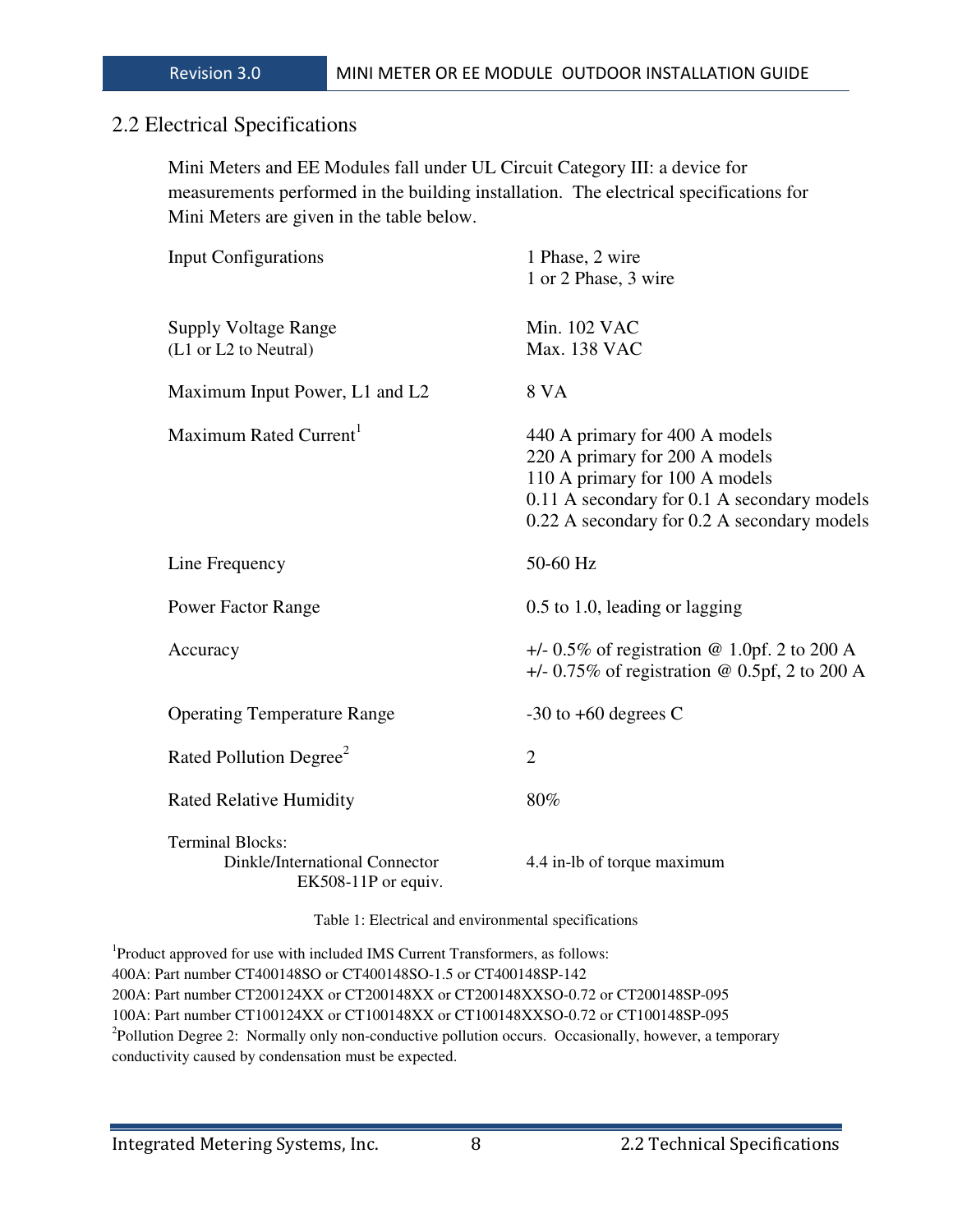## 2.2 Electrical Specifications

Mini Meters and EE Modules fall under UL Circuit Category III: a device for measurements performed in the building installation. The electrical specifications for Mini Meters are given in the table below.

| Parameter | Specification |
|---|---|
| Input Configurations | 1 Phase, 2 wire<br>1 or 2 Phase, 3 wire |
| Supply Voltage Range<br>(L1 or L2 to Neutral) | Min. 102 VAC<br>Max. 138 VAC |
| Maximum Input Power, L1 and L2 | 8 VA |
| Maximum Rated Current[1] | 440 A primary for 400 A models<br>220 A primary for 200 A models<br>110 A primary for 100 A models<br>0.11 A secondary for 0.1 A secondary models<br>0.22 A secondary for 0.2 A secondary models |
| Line Frequency | 50-60 Hz |
| Power Factor Range | 0.5 to 1.0, leading or lagging |
| Accuracy | +/- 0.5% of registration @ 1.0pf. 2 to 200 A<br>+/- 0.75% of registration @ 0.5pf, 2 to 200 A |
| Operating Temperature Range | -30 to +60 degrees C |
| Rated Pollution Degree[2] | 2 |
| Rated Relative Humidity | 80% |
| Terminal Blocks:<br>Dinkle/International Connector<br>EK508-11P or equiv. | 4.4 in-lb of torque maximum |

Table 1: Electrical and environmental specifications

[1]Product approved for use with included IMS Current Transformers, as follows:
400A: Part number CT400148SO or CT400148SO-1.5 or CT400148SP-142
200A: Part number CT200124XX or CT200148XX or CT200148XXSO-0.72 or CT200148SP-095
100A: Part number CT100124XX or CT100148XX or CT100148XXSO-0.72 or CT100148SP-095

[2]Pollution Degree 2: Normally only non-conductive pollution occurs. Occasionally, however, a temporary conductivity caused by condensation must be expected.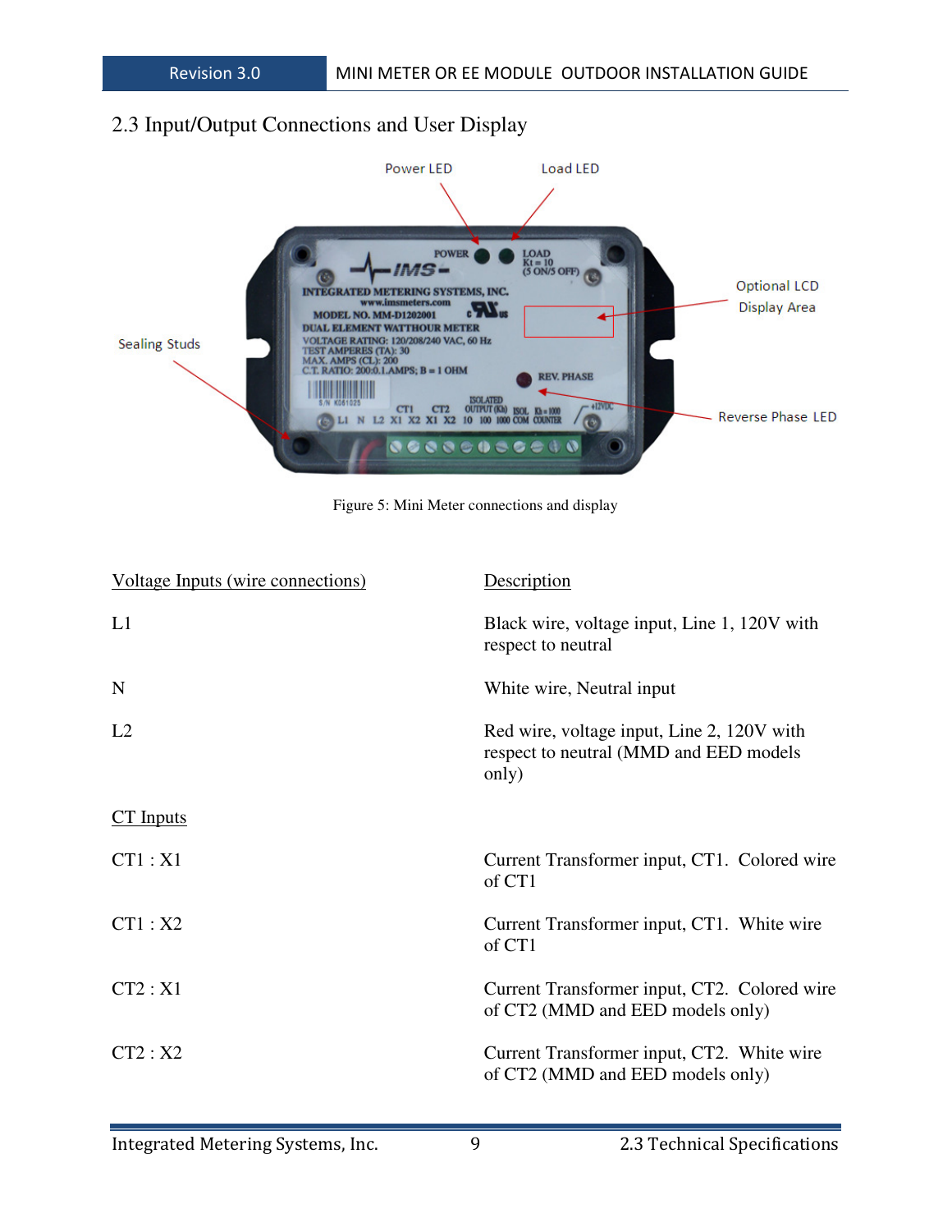## 2.3 Input/Output Connections and User Display

Figure 5: Mini Meter connections and display

| Voltage Inputs (wire connections) | Description |
|---|---|
| L1 | Black wire, voltage input, Line 1, 120V with respect to neutral |
| N | White wire, Neutral input |
| L2 | Red wire, voltage input, Line 2, 120V with respect to neutral (MMD and EED models only) |

| CT Inputs | |
|---|---|
| CT1 : X1 | Current Transformer input, CT1. Colored wire of CT1 |
| CT1 : X2 | Current Transformer input, CT1. White wire of CT1 |
| CT2 : X1 | Current Transformer input, CT2. Colored wire of CT2 (MMD and EED models only) |
| CT2 : X2 | Current Transformer input, CT2. White wire of CT2 (MMD and EED models only) |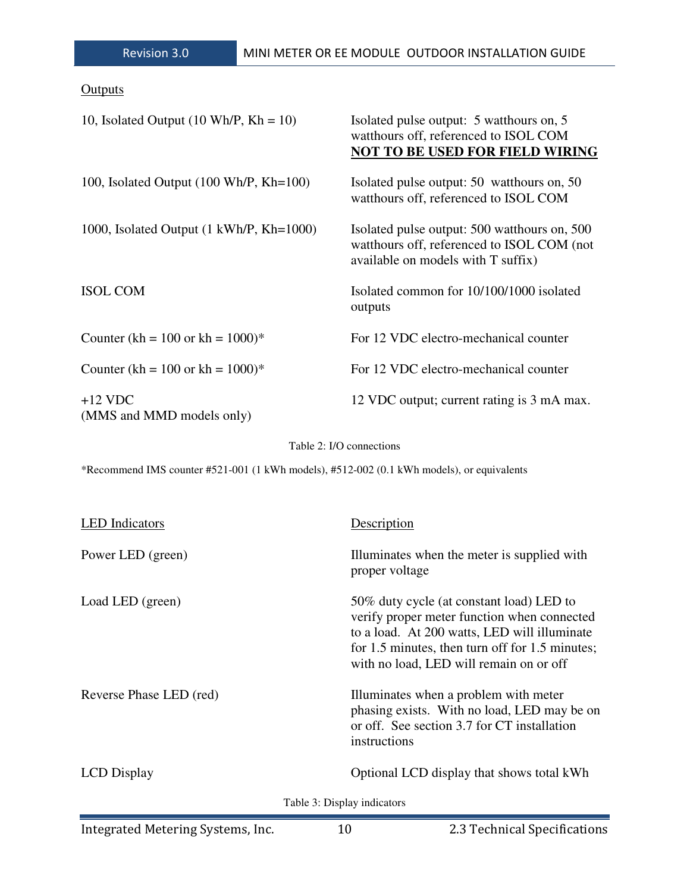| Outputs | |
|---|---|
| 10, Isolated Output (10 Wh/P, Kh = 10) | Isolated pulse output: 5 watthours on, 5 watthours off, referenced to ISOL COM **NOT TO BE USED FOR FIELD WIRING** |
| 100, Isolated Output (100 Wh/P, Kh=100) | Isolated pulse output: 50 watthours on, 50 watthours off, referenced to ISOL COM |
| 1000, Isolated Output (1 kWh/P, Kh=1000) | Isolated pulse output: 500 watthours on, 500 watthours off, referenced to ISOL COM (not available on models with T suffix) |
| ISOL COM | Isolated common for 10/100/1000 isolated outputs |
| Counter (kh = 100 or kh = 1000)* | For 12 VDC electro-mechanical counter |
| Counter (kh = 100 or kh = 1000)* | For 12 VDC electro-mechanical counter |
| +12 VDC (MMS and MMD models only) | 12 VDC output; current rating is 3 mA max. |

Table 2: I/O connections

*Recommend IMS counter #521-001 (1 kWh models), #512-002 (0.1 kWh models), or equivalents

| LED Indicators | Description |
|---|---|
| Power LED (green) | Illuminates when the meter is supplied with proper voltage |
| Load LED (green) | 50% duty cycle (at constant load) LED to verify proper meter function when connected to a load. At 200 watts, LED will illuminate for 1.5 minutes, then turn off for 1.5 minutes; with no load, LED will remain on or off |
| Reverse Phase LED (red) | Illuminates when a problem with meter phasing exists. With no load, LED may be on or off. See section 3.7 for CT installation instructions |
| LCD Display | Optional LCD display that shows total kWh |

Table 3: Display indicators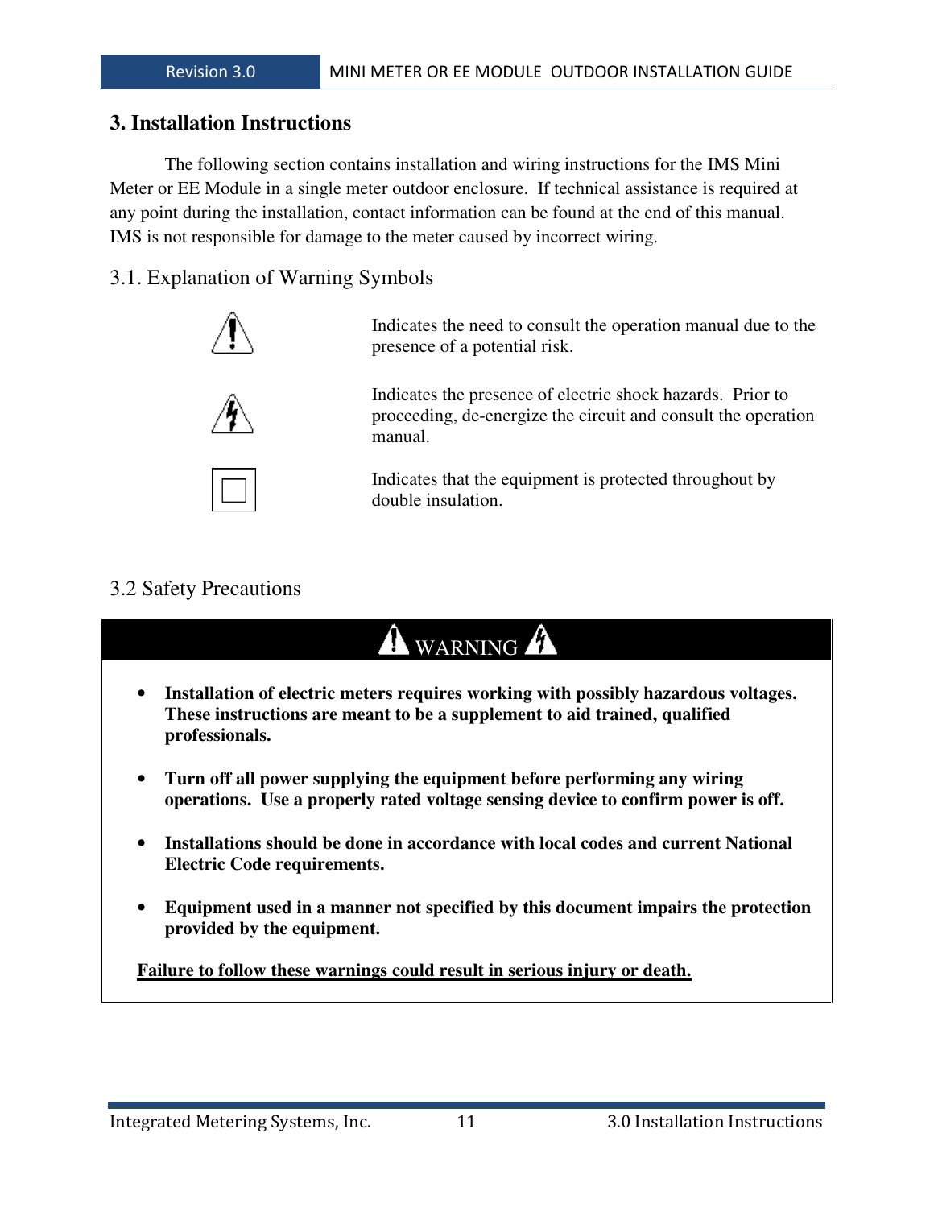# 3. Installation Instructions

The following section contains installation and wiring instructions for the IMS Mini Meter or EE Module in a single meter outdoor enclosure. If technical assistance is required at any point during the installation, contact information can be found at the end of this manual. IMS is not responsible for damage to the meter caused by incorrect wiring.

## 3.1. Explanation of Warning Symbols

| Symbol | Meaning |
| --- | --- |
| ⚠ | Indicates the need to consult the operation manual due to the presence of a potential risk. |
| ⚡ | Indicates the presence of electric shock hazards. Prior to proceeding, de-energize the circuit and consult the operation manual. |
| ⧈ | Indicates that the equipment is protected throughout by double insulation. |

## 3.2 Safety Precautions

**WARNING**

- **Installation of electric meters requires working with possibly hazardous voltages. These instructions are meant to be a supplement to aid trained, qualified professionals.**
- **Turn off all power supplying the equipment before performing any wiring operations. Use a properly rated voltage sensing device to confirm power is off.**
- **Installations should be done in accordance with local codes and current National Electric Code requirements.**
- **Equipment used in a manner not specified by this document impairs the protection provided by the equipment.**

**<u>Failure to follow these warnings could result in serious injury or death.</u>**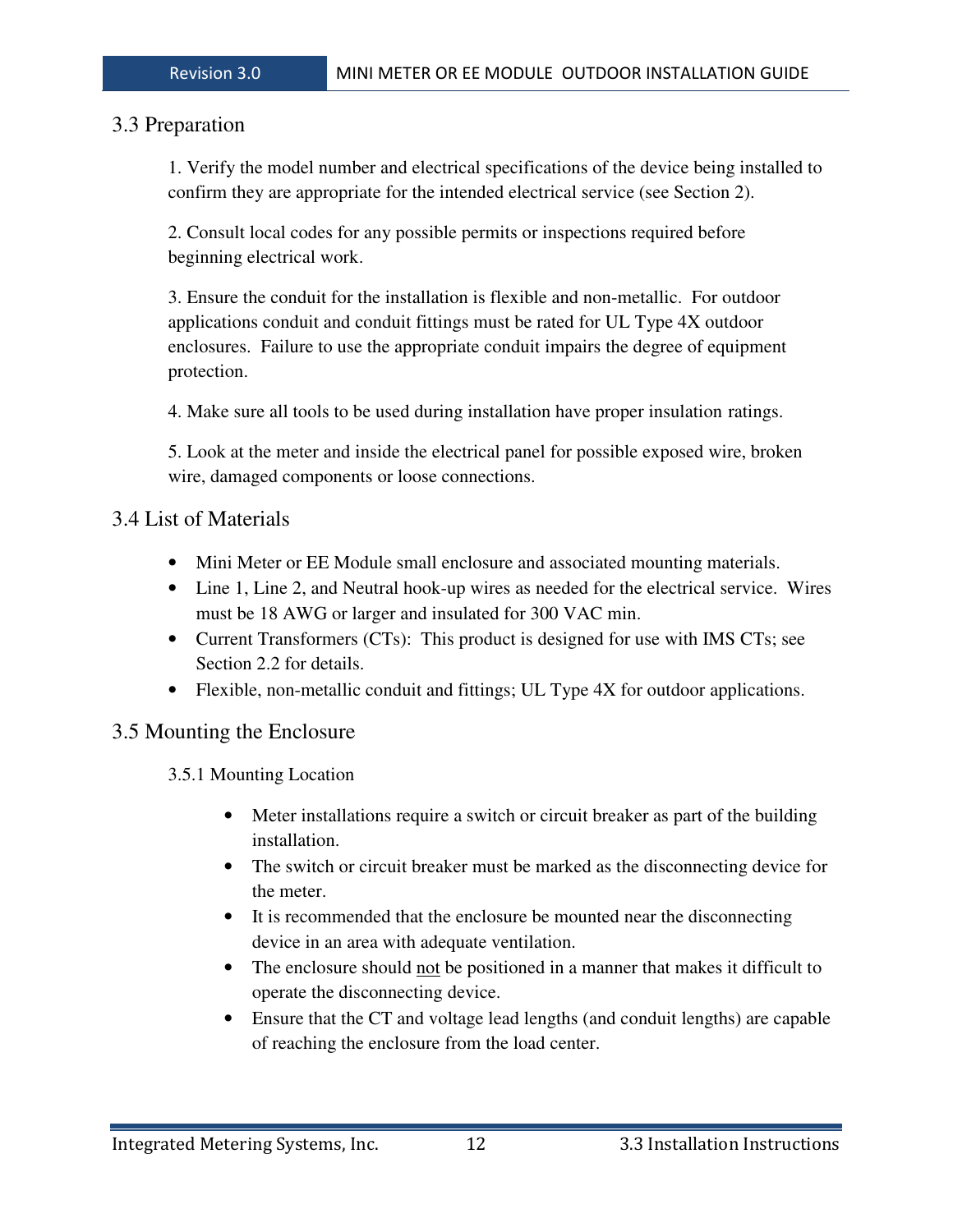## 3.3 Preparation

1. Verify the model number and electrical specifications of the device being installed to confirm they are appropriate for the intended electrical service (see Section 2).

2. Consult local codes for any possible permits or inspections required before beginning electrical work.

3. Ensure the conduit for the installation is flexible and non-metallic. For outdoor applications conduit and conduit fittings must be rated for UL Type 4X outdoor enclosures. Failure to use the appropriate conduit impairs the degree of equipment protection.

4. Make sure all tools to be used during installation have proper insulation ratings.

5. Look at the meter and inside the electrical panel for possible exposed wire, broken wire, damaged components or loose connections.

## 3.4 List of Materials

- Mini Meter or EE Module small enclosure and associated mounting materials.
- Line 1, Line 2, and Neutral hook-up wires as needed for the electrical service. Wires must be 18 AWG or larger and insulated for 300 VAC min.
- Current Transformers (CTs): This product is designed for use with IMS CTs; see Section 2.2 for details.
- Flexible, non-metallic conduit and fittings; UL Type 4X for outdoor applications.

## 3.5 Mounting the Enclosure

### 3.5.1 Mounting Location

- Meter installations require a switch or circuit breaker as part of the building installation.
- The switch or circuit breaker must be marked as the disconnecting device for the meter.
- It is recommended that the enclosure be mounted near the disconnecting device in an area with adequate ventilation.
- The enclosure should not be positioned in a manner that makes it difficult to operate the disconnecting device.
- Ensure that the CT and voltage lead lengths (and conduit lengths) are capable of reaching the enclosure from the load center.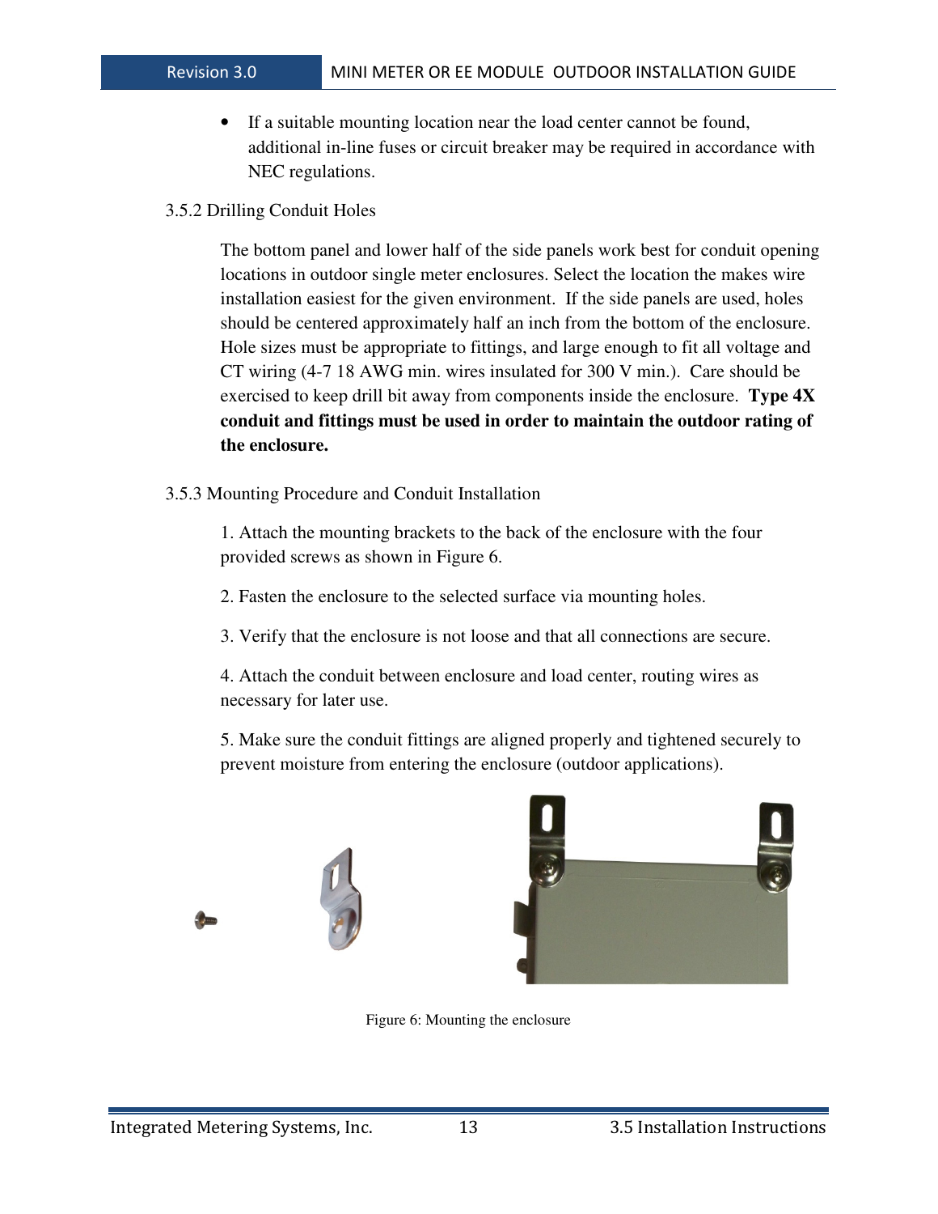- If a suitable mounting location near the load center cannot be found, additional in-line fuses or circuit breaker may be required in accordance with NEC regulations.

### 3.5.2 Drilling Conduit Holes

The bottom panel and lower half of the side panels work best for conduit opening locations in outdoor single meter enclosures. Select the location the makes wire installation easiest for the given environment. If the side panels are used, holes should be centered approximately half an inch from the bottom of the enclosure. Hole sizes must be appropriate to fittings, and large enough to fit all voltage and CT wiring (4-7 18 AWG min. wires insulated for 300 V min.). Care should be exercised to keep drill bit away from components inside the enclosure. **Type 4X conduit and fittings must be used in order to maintain the outdoor rating of the enclosure.**

### 3.5.3 Mounting Procedure and Conduit Installation

1. Attach the mounting brackets to the back of the enclosure with the four provided screws as shown in Figure 6.

2. Fasten the enclosure to the selected surface via mounting holes.

3. Verify that the enclosure is not loose and that all connections are secure.

4. Attach the conduit between enclosure and load center, routing wires as necessary for later use.

5. Make sure the conduit fittings are aligned properly and tightened securely to prevent moisture from entering the enclosure (outdoor applications).

Figure 6: Mounting the enclosure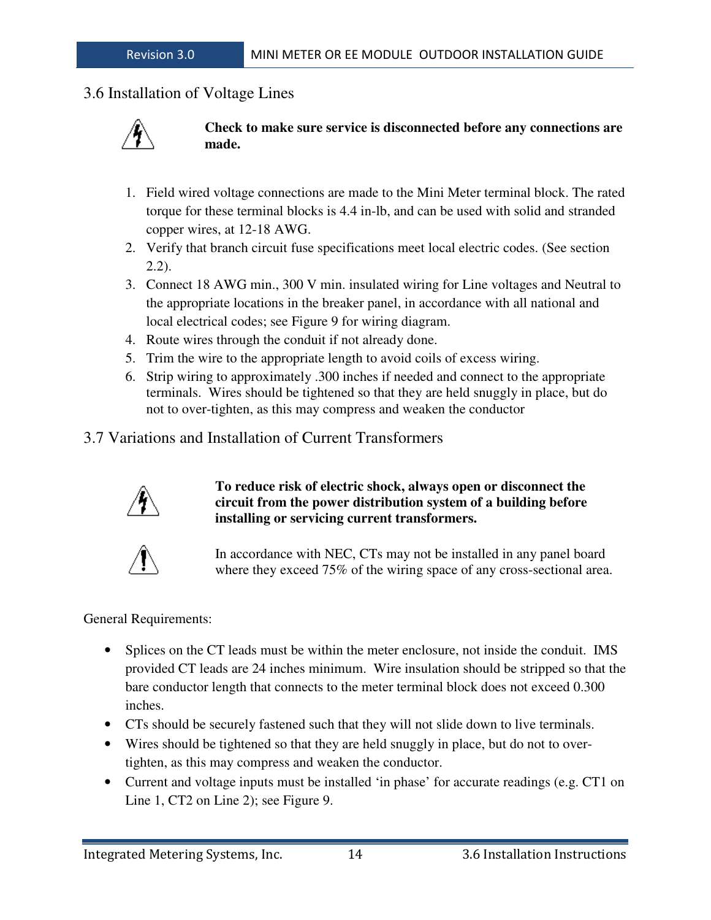## 3.6 Installation of Voltage Lines

**Check to make sure service is disconnected before any connections are made.**

1. Field wired voltage connections are made to the Mini Meter terminal block. The rated torque for these terminal blocks is 4.4 in-lb, and can be used with solid and stranded copper wires, at 12-18 AWG.
2. Verify that branch circuit fuse specifications meet local electric codes. (See section 2.2).
3. Connect 18 AWG min., 300 V min. insulated wiring for Line voltages and Neutral to the appropriate locations in the breaker panel, in accordance with all national and local electrical codes; see Figure 9 for wiring diagram.
4. Route wires through the conduit if not already done.
5. Trim the wire to the appropriate length to avoid coils of excess wiring.
6. Strip wiring to approximately .300 inches if needed and connect to the appropriate terminals. Wires should be tightened so that they are held snuggly in place, but do not to over-tighten, as this may compress and weaken the conductor

## 3.7 Variations and Installation of Current Transformers

**To reduce risk of electric shock, always open or disconnect the circuit from the power distribution system of a building before installing or servicing current transformers.**

In accordance with NEC, CTs may not be installed in any panel board where they exceed 75% of the wiring space of any cross-sectional area.

General Requirements:

- Splices on the CT leads must be within the meter enclosure, not inside the conduit. IMS provided CT leads are 24 inches minimum. Wire insulation should be stripped so that the bare conductor length that connects to the meter terminal block does not exceed 0.300 inches.
- CTs should be securely fastened such that they will not slide down to live terminals.
- Wires should be tightened so that they are held snuggly in place, but do not to over-tighten, as this may compress and weaken the conductor.
- Current and voltage inputs must be installed 'in phase' for accurate readings (e.g. CT1 on Line 1, CT2 on Line 2); see Figure 9.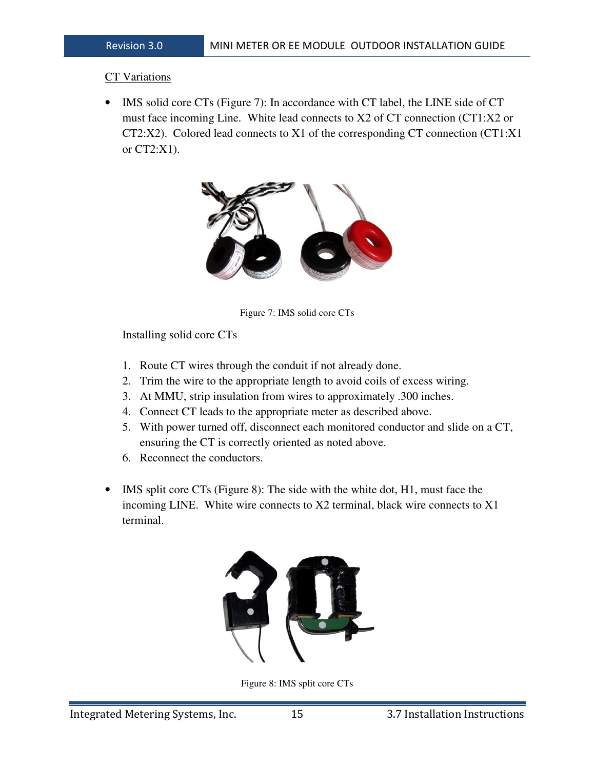CT Variations

- IMS solid core CTs (Figure 7): In accordance with CT label, the LINE side of CT must face incoming Line. White lead connects to X2 of CT connection (CT1:X2 or CT2:X2). Colored lead connects to X1 of the corresponding CT connection (CT1:X1 or CT2:X1).

Figure 7: IMS solid core CTs

Installing solid core CTs

1. Route CT wires through the conduit if not already done.
2. Trim the wire to the appropriate length to avoid coils of excess wiring.
3. At MMU, strip insulation from wires to approximately .300 inches.
4. Connect CT leads to the appropriate meter as described above.
5. With power turned off, disconnect each monitored conductor and slide on a CT, ensuring the CT is correctly oriented as noted above.
6. Reconnect the conductors.

- IMS split core CTs (Figure 8): The side with the white dot, H1, must face the incoming LINE. White wire connects to X2 terminal, black wire connects to X1 terminal.

Figure 8: IMS split core CTs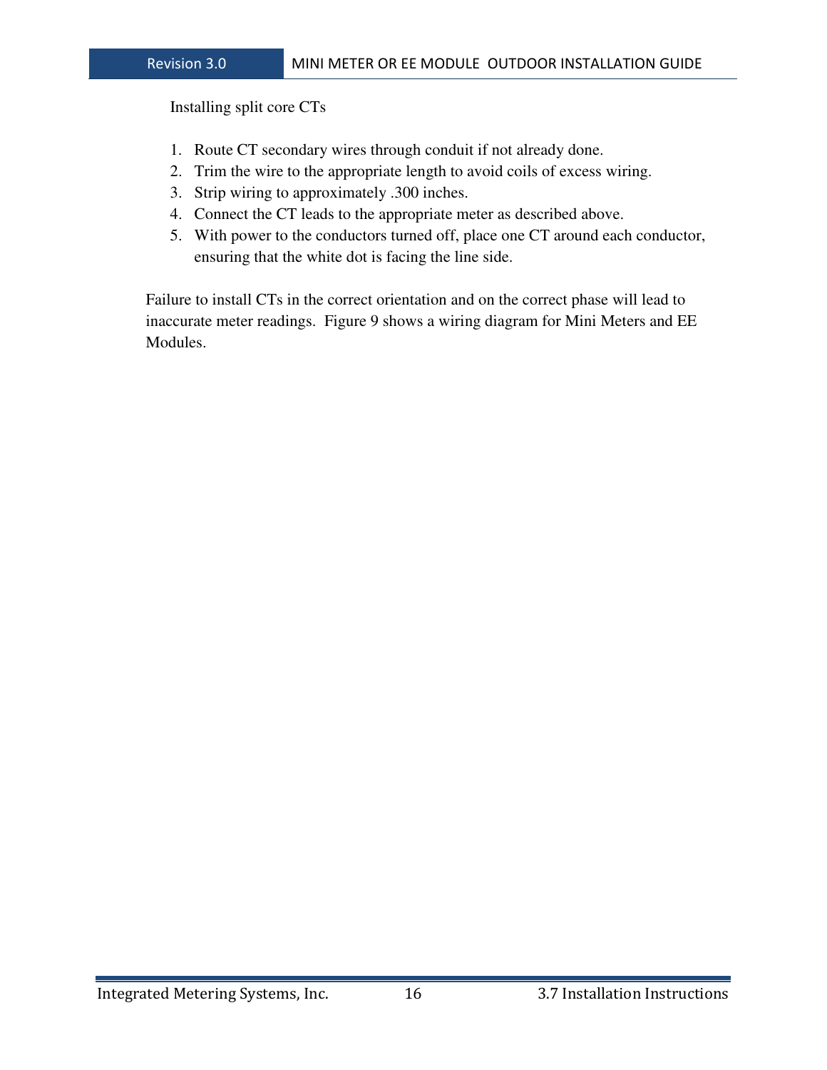Installing split core CTs

1. Route CT secondary wires through conduit if not already done.
2. Trim the wire to the appropriate length to avoid coils of excess wiring.
3. Strip wiring to approximately .300 inches.
4. Connect the CT leads to the appropriate meter as described above.
5. With power to the conductors turned off, place one CT around each conductor, ensuring that the white dot is facing the line side.

Failure to install CTs in the correct orientation and on the correct phase will lead to inaccurate meter readings. Figure 9 shows a wiring diagram for Mini Meters and EE Modules.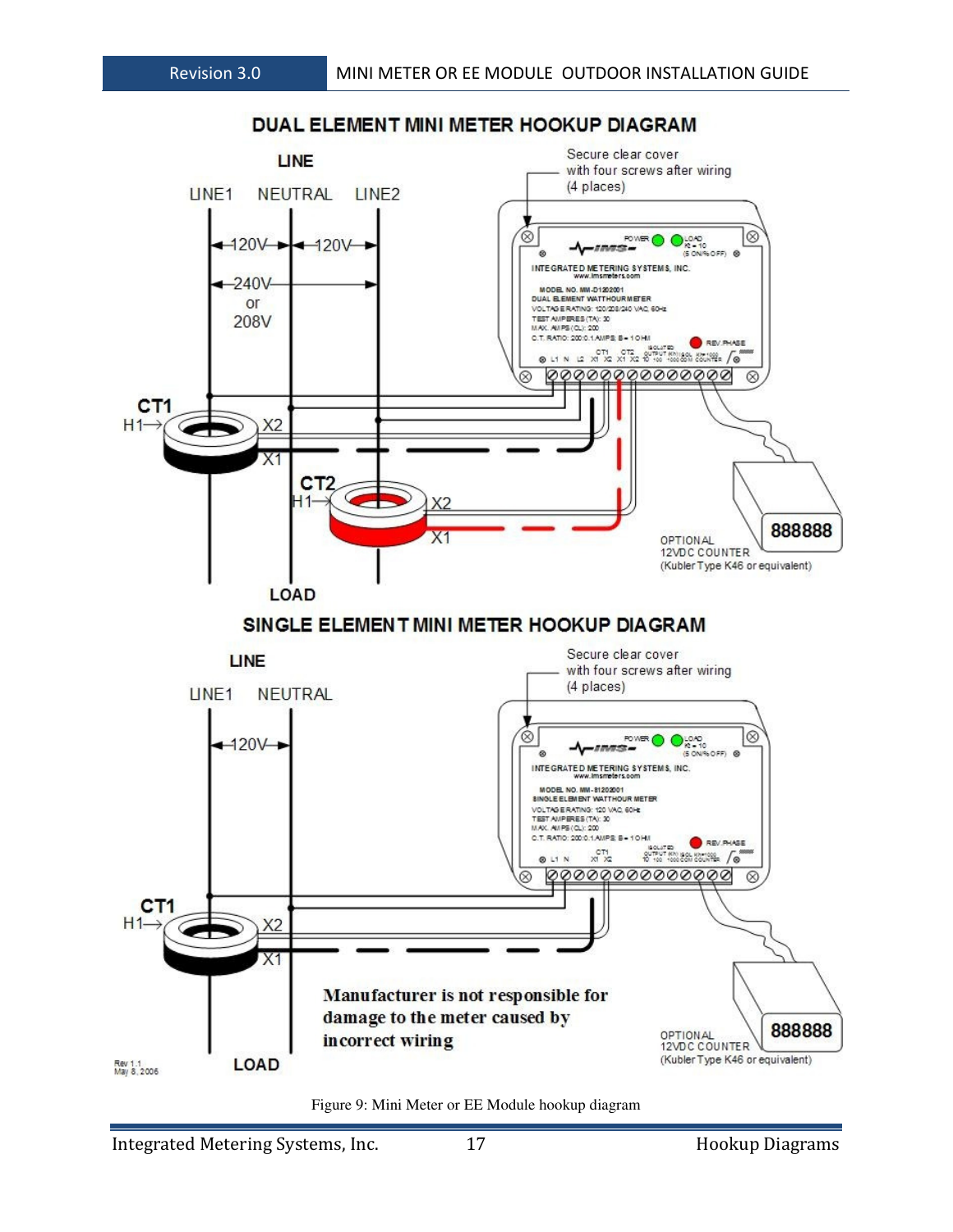## DUAL ELEMENT MINI METER HOOKUP DIAGRAM

LINE

LINE1 NEUTRAL LINE2

120V 120V

240V or 208V

Secure clear cover with four screws after wiring (4 places)

CT1 H1 X2 X1

CT2 H1 X2 X1

OPTIONAL 12VDC COUNTER (Kubler Type K46 or equivalent)

888888

LOAD

## SINGLE ELEMENT MINI METER HOOKUP DIAGRAM

LINE

LINE1 NEUTRAL

120V

Secure clear cover with four screws after wiring (4 places)

CT1 H1 X2 X1

**Manufacturer is not responsible for damage to the meter caused by incorrect wiring**

OPTIONAL 12VDC COUNTER (Kubler Type K46 or equivalent)

888888

Rev 1.1
May 8, 2006

LOAD

Figure 9: Mini Meter or EE Module hookup diagram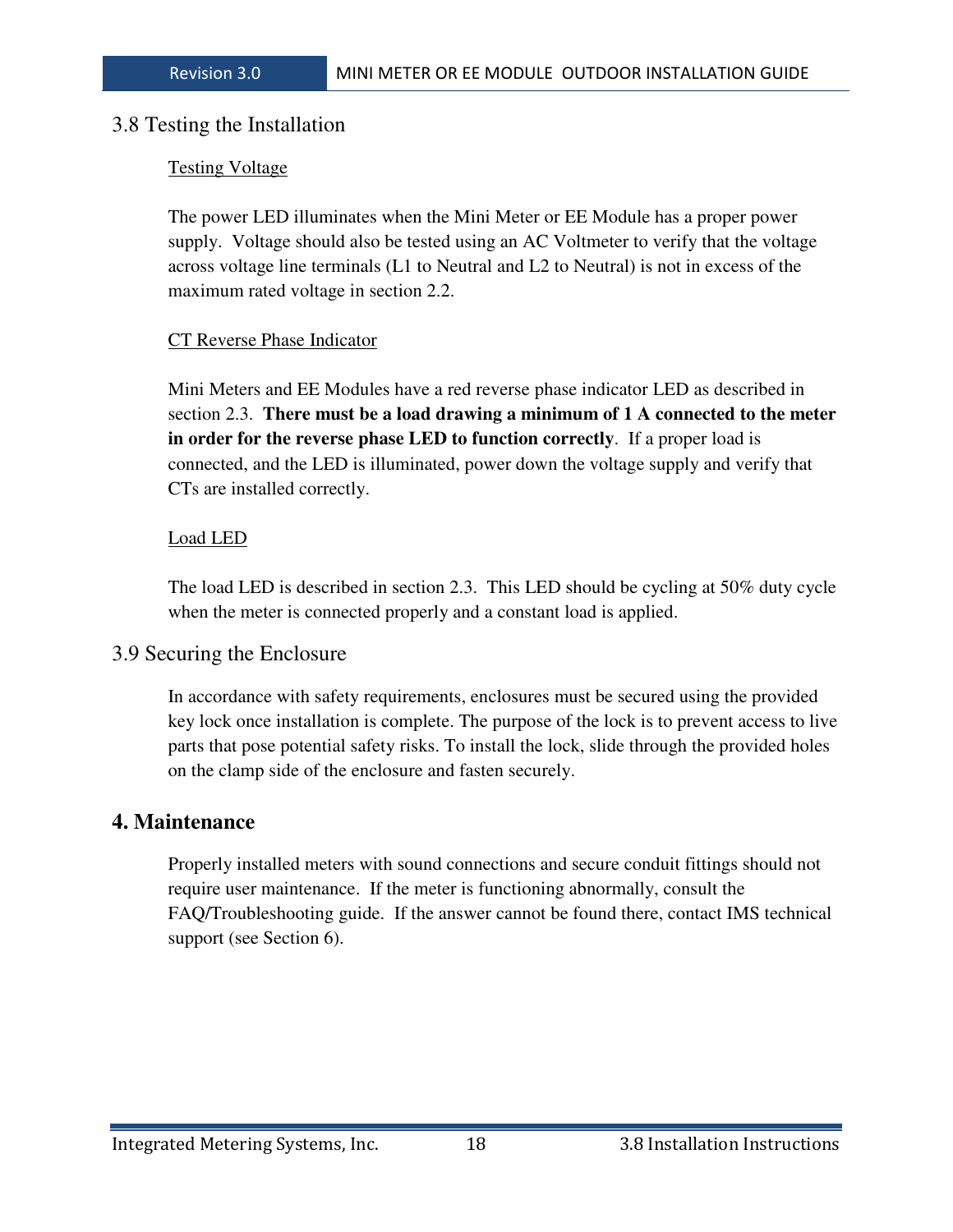## 3.8 Testing the Installation

Testing Voltage

The power LED illuminates when the Mini Meter or EE Module has a proper power supply. Voltage should also be tested using an AC Voltmeter to verify that the voltage across voltage line terminals (L1 to Neutral and L2 to Neutral) is not in excess of the maximum rated voltage in section 2.2.

CT Reverse Phase Indicator

Mini Meters and EE Modules have a red reverse phase indicator LED as described in section 2.3. **There must be a load drawing a minimum of 1 A connected to the meter in order for the reverse phase LED to function correctly**. If a proper load is connected, and the LED is illuminated, power down the voltage supply and verify that CTs are installed correctly.

Load LED

The load LED is described in section 2.3. This LED should be cycling at 50% duty cycle when the meter is connected properly and a constant load is applied.

## 3.9 Securing the Enclosure

In accordance with safety requirements, enclosures must be secured using the provided key lock once installation is complete. The purpose of the lock is to prevent access to live parts that pose potential safety risks. To install the lock, slide through the provided holes on the clamp side of the enclosure and fasten securely.

# 4. Maintenance

Properly installed meters with sound connections and secure conduit fittings should not require user maintenance. If the meter is functioning abnormally, consult the FAQ/Troubleshooting guide. If the answer cannot be found there, contact IMS technical support (see Section 6).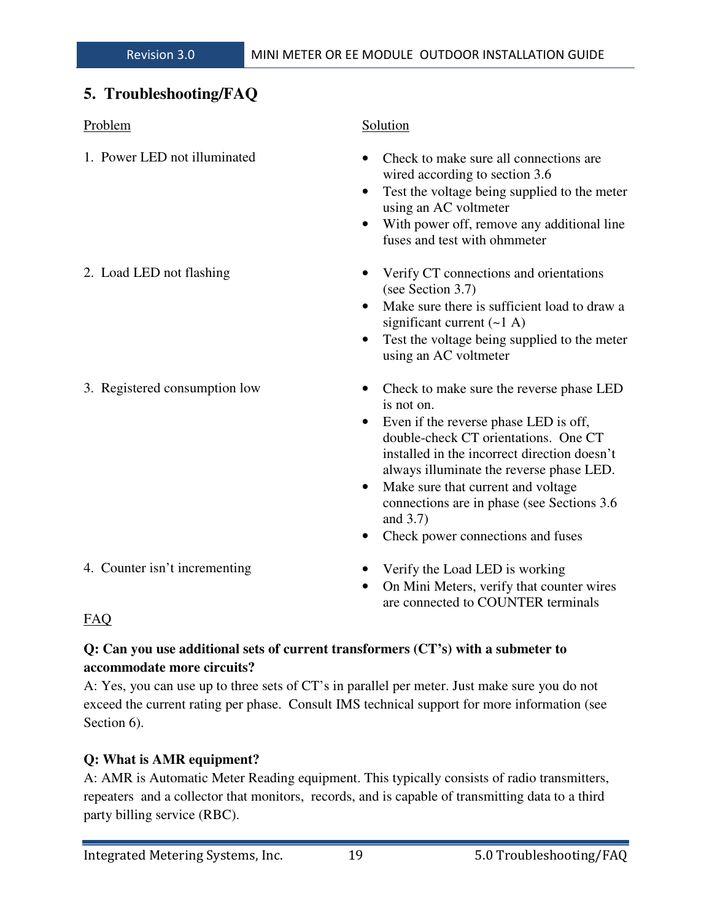## 5. Troubleshooting/FAQ

| Problem | Solution |
| --- | --- |
| 1. Power LED not illuminated | • Check to make sure all connections are wired according to section 3.6<br>• Test the voltage being supplied to the meter using an AC voltmeter<br>• With power off, remove any additional line fuses and test with ohmmeter |
| 2. Load LED not flashing | • Verify CT connections and orientations (see Section 3.7)<br>• Make sure there is sufficient load to draw a significant current (~1 A)<br>• Test the voltage being supplied to the meter using an AC voltmeter |
| 3. Registered consumption low | • Check to make sure the reverse phase LED is not on.<br>• Even if the reverse phase LED is off, double-check CT orientations. One CT installed in the incorrect direction doesn't always illuminate the reverse phase LED.<br>• Make sure that current and voltage connections are in phase (see Sections 3.6 and 3.7)<br>• Check power connections and fuses |
| 4. Counter isn't incrementing | • Verify the Load LED is working<br>• On Mini Meters, verify that counter wires are connected to COUNTER terminals |

FAQ

**Q: Can you use additional sets of current transformers (CT's) with a submeter to accommodate more circuits?**

A: Yes, you can use up to three sets of CT's in parallel per meter. Just make sure you do not exceed the current rating per phase. Consult IMS technical support for more information (see Section 6).

**Q: What is AMR equipment?**

A: AMR is Automatic Meter Reading equipment. This typically consists of radio transmitters, repeaters and a collector that monitors, records, and is capable of transmitting data to a third party billing service (RBC).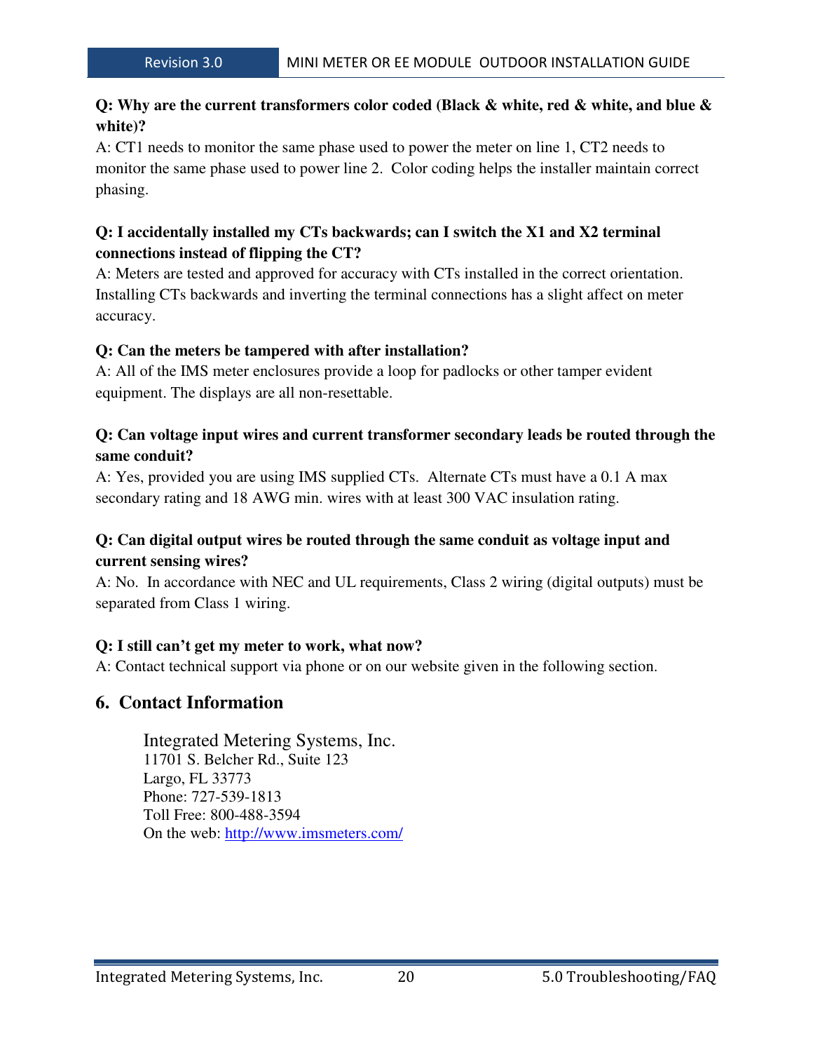**Q: Why are the current transformers color coded (Black & white, red & white, and blue & white)?**

A: CT1 needs to monitor the same phase used to power the meter on line 1, CT2 needs to monitor the same phase used to power line 2. Color coding helps the installer maintain correct phasing.

**Q: I accidentally installed my CTs backwards; can I switch the X1 and X2 terminal connections instead of flipping the CT?**

A: Meters are tested and approved for accuracy with CTs installed in the correct orientation. Installing CTs backwards and inverting the terminal connections has a slight affect on meter accuracy.

**Q: Can the meters be tampered with after installation?**

A: All of the IMS meter enclosures provide a loop for padlocks or other tamper evident equipment. The displays are all non-resettable.

**Q: Can voltage input wires and current transformer secondary leads be routed through the same conduit?**

A: Yes, provided you are using IMS supplied CTs. Alternate CTs must have a 0.1 A max secondary rating and 18 AWG min. wires with at least 300 VAC insulation rating.

**Q: Can digital output wires be routed through the same conduit as voltage input and current sensing wires?**

A: No. In accordance with NEC and UL requirements, Class 2 wiring (digital outputs) must be separated from Class 1 wiring.

**Q: I still can't get my meter to work, what now?**

A: Contact technical support via phone or on our website given in the following section.

## 6. Contact Information

Integrated Metering Systems, Inc.
11701 S. Belcher Rd., Suite 123
Largo, FL 33773
Phone: 727-539-1813
Toll Free: 800-488-3594
On the web: http://www.imsmeters.com/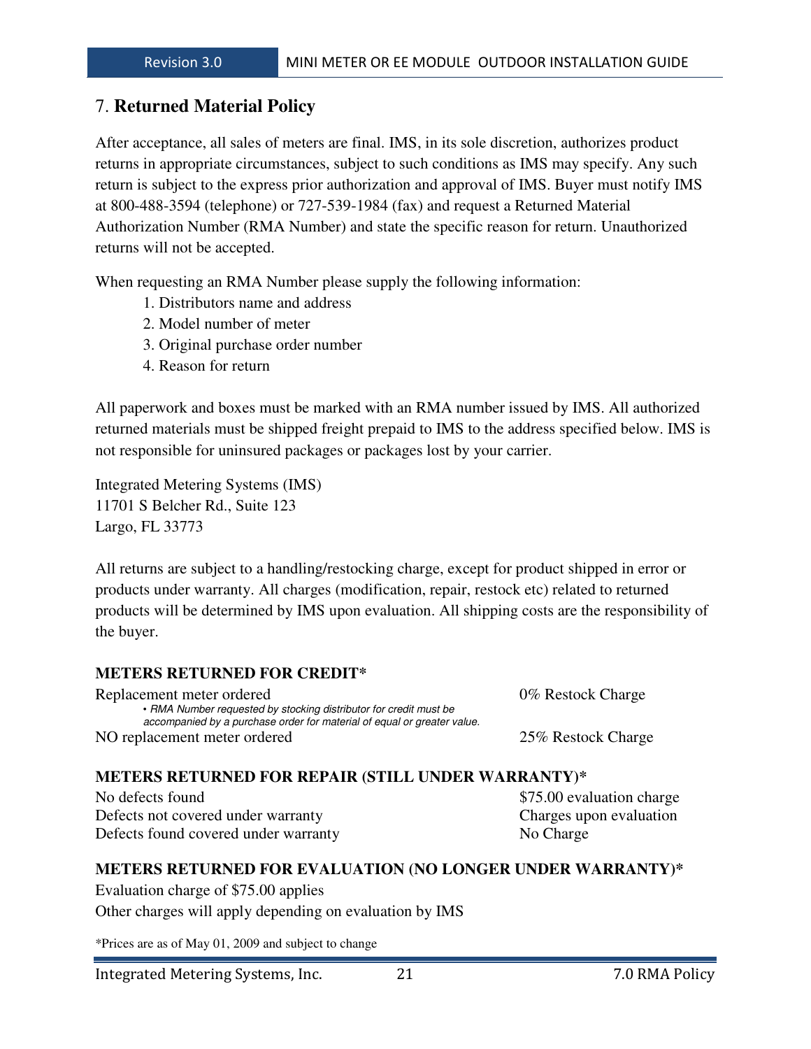# 7. **Returned Material Policy**

After acceptance, all sales of meters are final. IMS, in its sole discretion, authorizes product returns in appropriate circumstances, subject to such conditions as IMS may specify. Any such return is subject to the express prior authorization and approval of IMS. Buyer must notify IMS at 800-488-3594 (telephone) or 727-539-1984 (fax) and request a Returned Material Authorization Number (RMA Number) and state the specific reason for return. Unauthorized returns will not be accepted.

When requesting an RMA Number please supply the following information:

1. Distributors name and address
2. Model number of meter
3. Original purchase order number
4. Reason for return

All paperwork and boxes must be marked with an RMA number issued by IMS. All authorized returned materials must be shipped freight prepaid to IMS to the address specified below. IMS is not responsible for uninsured packages or packages lost by your carrier.

Integrated Metering Systems (IMS)
11701 S Belcher Rd., Suite 123
Largo, FL 33773

All returns are subject to a handling/restocking charge, except for product shipped in error or products under warranty. All charges (modification, repair, restock etc) related to returned products will be determined by IMS upon evaluation. All shipping costs are the responsibility of the buyer.

**METERS RETURNED FOR CREDIT***

| | |
|---|---|
| Replacement meter ordered<br>*• RMA Number requested by stocking distributor for credit must be accompanied by a purchase order for material of equal or greater value.* | 0% Restock Charge |
| NO replacement meter ordered | 25% Restock Charge |

**METERS RETURNED FOR REPAIR (STILL UNDER WARRANTY)***

| | |
|---|---|
| No defects found | $75.00 evaluation charge |
| Defects not covered under warranty | Charges upon evaluation |
| Defects found covered under warranty | No Charge |

**METERS RETURNED FOR EVALUATION (NO LONGER UNDER WARRANTY)***

Evaluation charge of $75.00 applies

Other charges will apply depending on evaluation by IMS

*Prices are as of May 01, 2009 and subject to change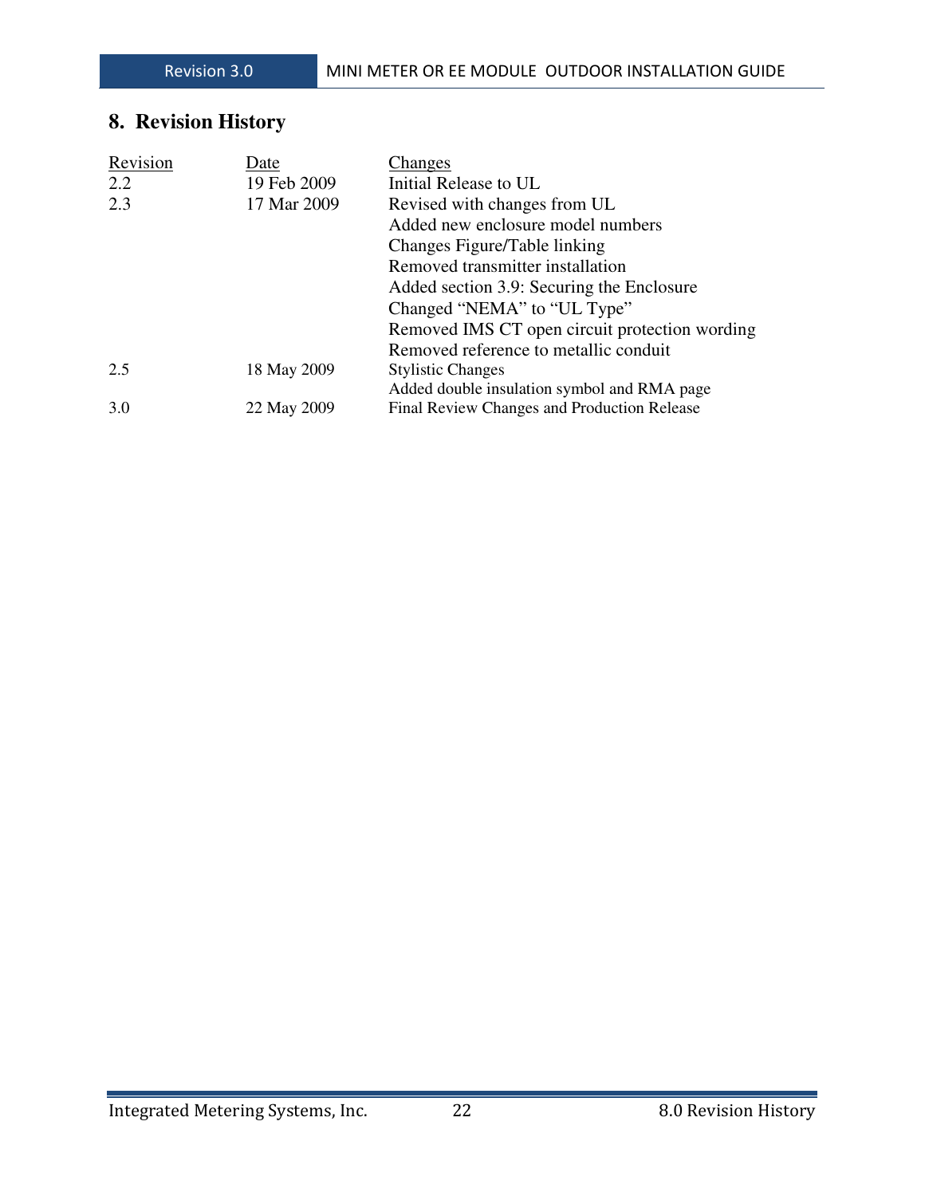## 8. Revision History

| Revision | Date | Changes |
|---|---|---|
| 2.2 | 19 Feb 2009 | Initial Release to UL |
| 2.3 | 17 Mar 2009 | Revised with changes from UL |
| | | Added new enclosure model numbers |
| | | Changes Figure/Table linking |
| | | Removed transmitter installation |
| | | Added section 3.9: Securing the Enclosure |
| | | Changed “NEMA” to “UL Type” |
| | | Removed IMS CT open circuit protection wording |
| | | Removed reference to metallic conduit |
| 2.5 | 18 May 2009 | Stylistic Changes |
| | | Added double insulation symbol and RMA page |
| 3.0 | 22 May 2009 | Final Review Changes and Production Release |